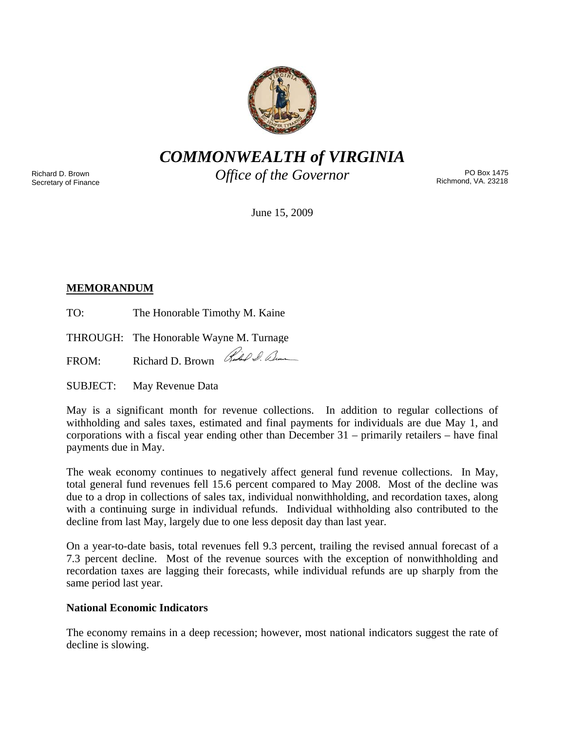# *COMMONWEALTH of VIRGINIA*

## *Office of the Governor*

Richard D. Brown
Secretary of Finance

PO Box 1475
Richmond, VA. 23218

June 15, 2009

**MEMORANDUM**

TO: The Honorable Timothy M. Kaine

THROUGH: The Honorable Wayne M. Turnage

FROM: Richard D. Brown

SUBJECT: May Revenue Data

May is a significant month for revenue collections. In addition to regular collections of withholding and sales taxes, estimated and final payments for individuals are due May 1, and corporations with a fiscal year ending other than December 31 – primarily retailers – have final payments due in May.

The weak economy continues to negatively affect general fund revenue collections. In May, total general fund revenues fell 15.6 percent compared to May 2008. Most of the decline was due to a drop in collections of sales tax, individual nonwithholding, and recordation taxes, along with a continuing surge in individual refunds. Individual withholding also contributed to the decline from last May, largely due to one less deposit day than last year.

On a year-to-date basis, total revenues fell 9.3 percent, trailing the revised annual forecast of a 7.3 percent decline. Most of the revenue sources with the exception of nonwithholding and recordation taxes are lagging their forecasts, while individual refunds are up sharply from the same period last year.

**National Economic Indicators**

The economy remains in a deep recession; however, most national indicators suggest the rate of decline is slowing.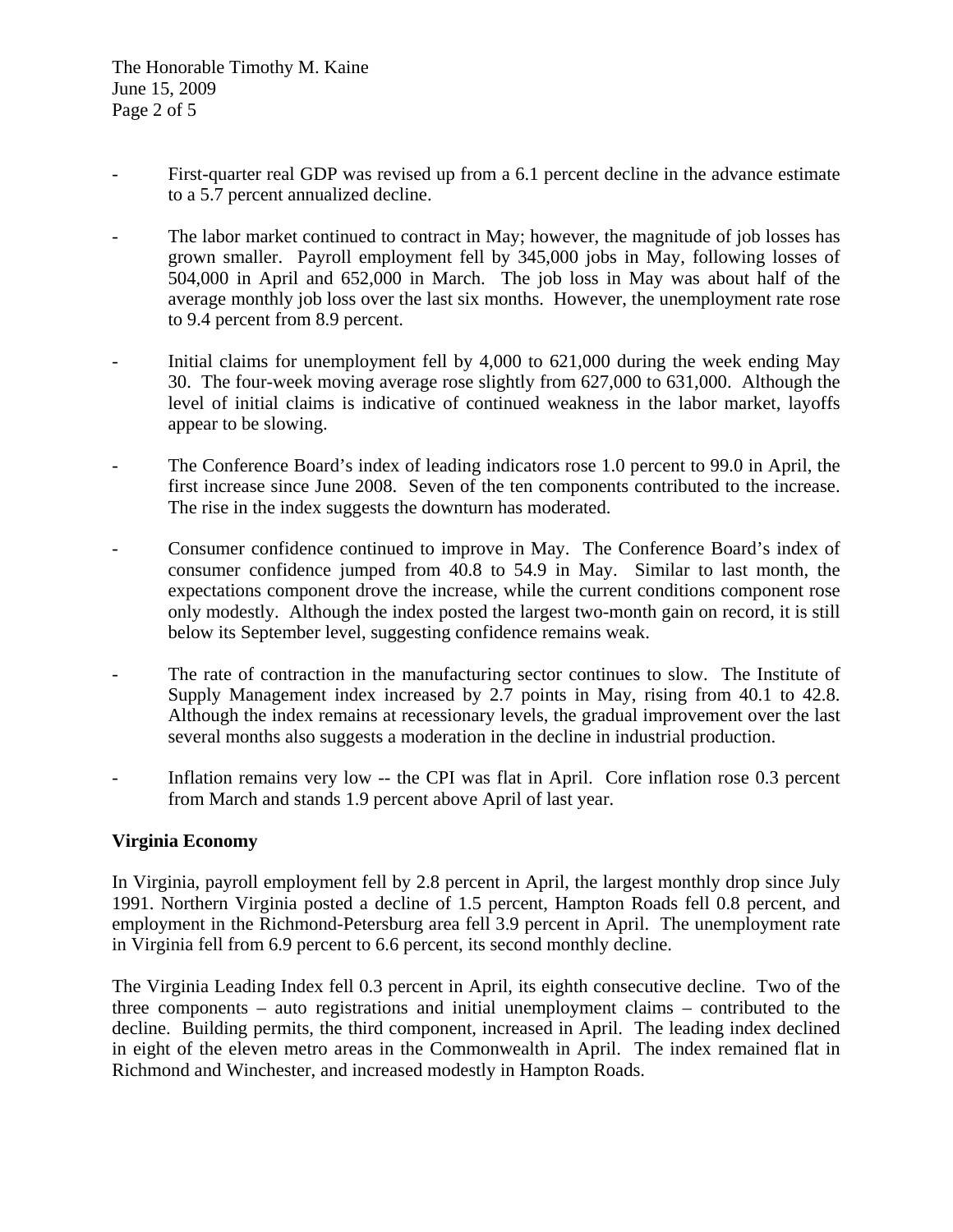- First-quarter real GDP was revised up from a 6.1 percent decline in the advance estimate to a 5.7 percent annualized decline.

- The labor market continued to contract in May; however, the magnitude of job losses has grown smaller. Payroll employment fell by 345,000 jobs in May, following losses of 504,000 in April and 652,000 in March. The job loss in May was about half of the average monthly job loss over the last six months. However, the unemployment rate rose to 9.4 percent from 8.9 percent.

- Initial claims for unemployment fell by 4,000 to 621,000 during the week ending May 30. The four-week moving average rose slightly from 627,000 to 631,000. Although the level of initial claims is indicative of continued weakness in the labor market, layoffs appear to be slowing.

- The Conference Board's index of leading indicators rose 1.0 percent to 99.0 in April, the first increase since June 2008. Seven of the ten components contributed to the increase. The rise in the index suggests the downturn has moderated.

- Consumer confidence continued to improve in May. The Conference Board's index of consumer confidence jumped from 40.8 to 54.9 in May. Similar to last month, the expectations component drove the increase, while the current conditions component rose only modestly. Although the index posted the largest two-month gain on record, it is still below its September level, suggesting confidence remains weak.

- The rate of contraction in the manufacturing sector continues to slow. The Institute of Supply Management index increased by 2.7 points in May, rising from 40.1 to 42.8. Although the index remains at recessionary levels, the gradual improvement over the last several months also suggests a moderation in the decline in industrial production.

- Inflation remains very low -- the CPI was flat in April. Core inflation rose 0.3 percent from March and stands 1.9 percent above April of last year.

**Virginia Economy**

In Virginia, payroll employment fell by 2.8 percent in April, the largest monthly drop since July 1991. Northern Virginia posted a decline of 1.5 percent, Hampton Roads fell 0.8 percent, and employment in the Richmond-Petersburg area fell 3.9 percent in April. The unemployment rate in Virginia fell from 6.9 percent to 6.6 percent, its second monthly decline.

The Virginia Leading Index fell 0.3 percent in April, its eighth consecutive decline. Two of the three components – auto registrations and initial unemployment claims – contributed to the decline. Building permits, the third component, increased in April. The leading index declined in eight of the eleven metro areas in the Commonwealth in April. The index remained flat in Richmond and Winchester, and increased modestly in Hampton Roads.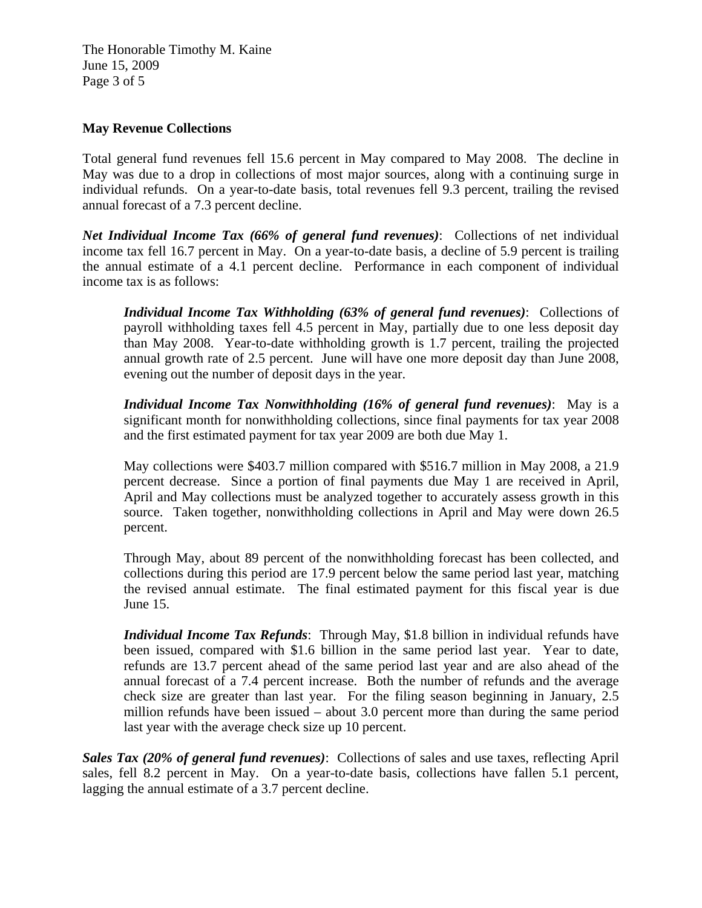**May Revenue Collections**

Total general fund revenues fell 15.6 percent in May compared to May 2008. The decline in May was due to a drop in collections of most major sources, along with a continuing surge in individual refunds. On a year-to-date basis, total revenues fell 9.3 percent, trailing the revised annual forecast of a 7.3 percent decline.

***Net Individual Income Tax (66% of general fund revenues)***: Collections of net individual income tax fell 16.7 percent in May. On a year-to-date basis, a decline of 5.9 percent is trailing the annual estimate of a 4.1 percent decline. Performance in each component of individual income tax is as follows:

> ***Individual Income Tax Withholding (63% of general fund revenues)***: Collections of payroll withholding taxes fell 4.5 percent in May, partially due to one less deposit day than May 2008. Year-to-date withholding growth is 1.7 percent, trailing the projected annual growth rate of 2.5 percent. June will have one more deposit day than June 2008, evening out the number of deposit days in the year.
>
> ***Individual Income Tax Nonwithholding (16% of general fund revenues)***: May is a significant month for nonwithholding collections, since final payments for tax year 2008 and the first estimated payment for tax year 2009 are both due May 1.
>
> May collections were $403.7 million compared with $516.7 million in May 2008, a 21.9 percent decrease. Since a portion of final payments due May 1 are received in April, April and May collections must be analyzed together to accurately assess growth in this source. Taken together, nonwithholding collections in April and May were down 26.5 percent.
>
> Through May, about 89 percent of the nonwithholding forecast has been collected, and collections during this period are 17.9 percent below the same period last year, matching the revised annual estimate. The final estimated payment for this fiscal year is due June 15.
>
> ***Individual Income Tax Refunds***: Through May, $1.8 billion in individual refunds have been issued, compared with $1.6 billion in the same period last year. Year to date, refunds are 13.7 percent ahead of the same period last year and are also ahead of the annual forecast of a 7.4 percent increase. Both the number of refunds and the average check size are greater than last year. For the filing season beginning in January, 2.5 million refunds have been issued – about 3.0 percent more than during the same period last year with the average check size up 10 percent.

***Sales Tax (20% of general fund revenues)***: Collections of sales and use taxes, reflecting April sales, fell 8.2 percent in May. On a year-to-date basis, collections have fallen 5.1 percent, lagging the annual estimate of a 3.7 percent decline.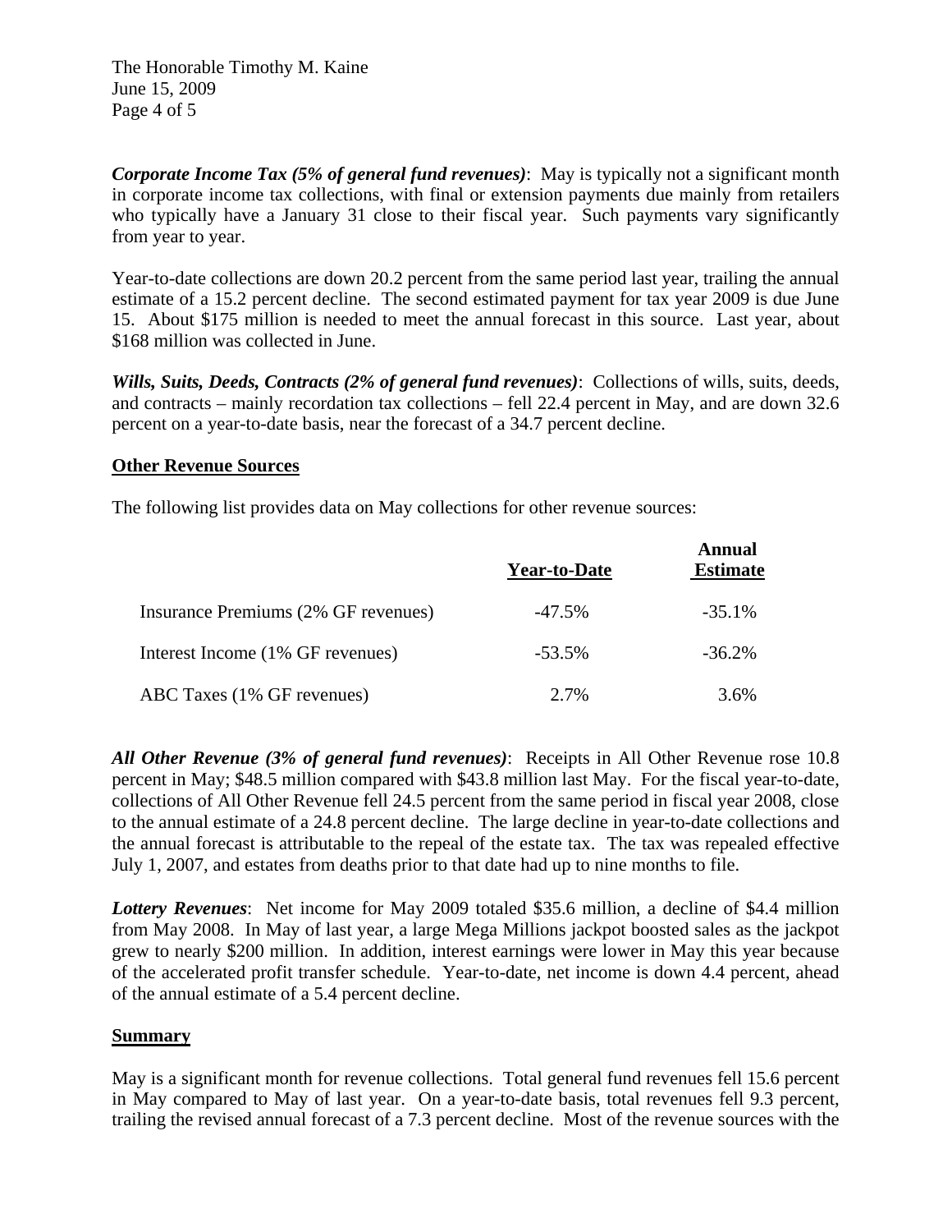***Corporate Income Tax (5% of general fund revenues)***: May is typically not a significant month in corporate income tax collections, with final or extension payments due mainly from retailers who typically have a January 31 close to their fiscal year. Such payments vary significantly from year to year.

Year-to-date collections are down 20.2 percent from the same period last year, trailing the annual estimate of a 15.2 percent decline. The second estimated payment for tax year 2009 is due June 15. About $175 million is needed to meet the annual forecast in this source. Last year, about $168 million was collected in June.

***Wills, Suits, Deeds, Contracts (2% of general fund revenues)***: Collections of wills, suits, deeds, and contracts – mainly recordation tax collections – fell 22.4 percent in May, and are down 32.6 percent on a year-to-date basis, near the forecast of a 34.7 percent decline.

## Other Revenue Sources

The following list provides data on May collections for other revenue sources:

| | Year-to-Date | Annual Estimate |
|---|---|---|
| Insurance Premiums (2% GF revenues) | -47.5% | -35.1% |
| Interest Income (1% GF revenues) | -53.5% | -36.2% |
| ABC Taxes (1% GF revenues) | 2.7% | 3.6% |

***All Other Revenue (3% of general fund revenues)***: Receipts in All Other Revenue rose 10.8 percent in May; $48.5 million compared with $43.8 million last May. For the fiscal year-to-date, collections of All Other Revenue fell 24.5 percent from the same period in fiscal year 2008, close to the annual estimate of a 24.8 percent decline. The large decline in year-to-date collections and the annual forecast is attributable to the repeal of the estate tax. The tax was repealed effective July 1, 2007, and estates from deaths prior to that date had up to nine months to file.

***Lottery Revenues***: Net income for May 2009 totaled $35.6 million, a decline of $4.4 million from May 2008. In May of last year, a large Mega Millions jackpot boosted sales as the jackpot grew to nearly $200 million. In addition, interest earnings were lower in May this year because of the accelerated profit transfer schedule. Year-to-date, net income is down 4.4 percent, ahead of the annual estimate of a 5.4 percent decline.

## Summary

May is a significant month for revenue collections. Total general fund revenues fell 15.6 percent in May compared to May of last year. On a year-to-date basis, total revenues fell 9.3 percent, trailing the revised annual forecast of a 7.3 percent decline. Most of the revenue sources with the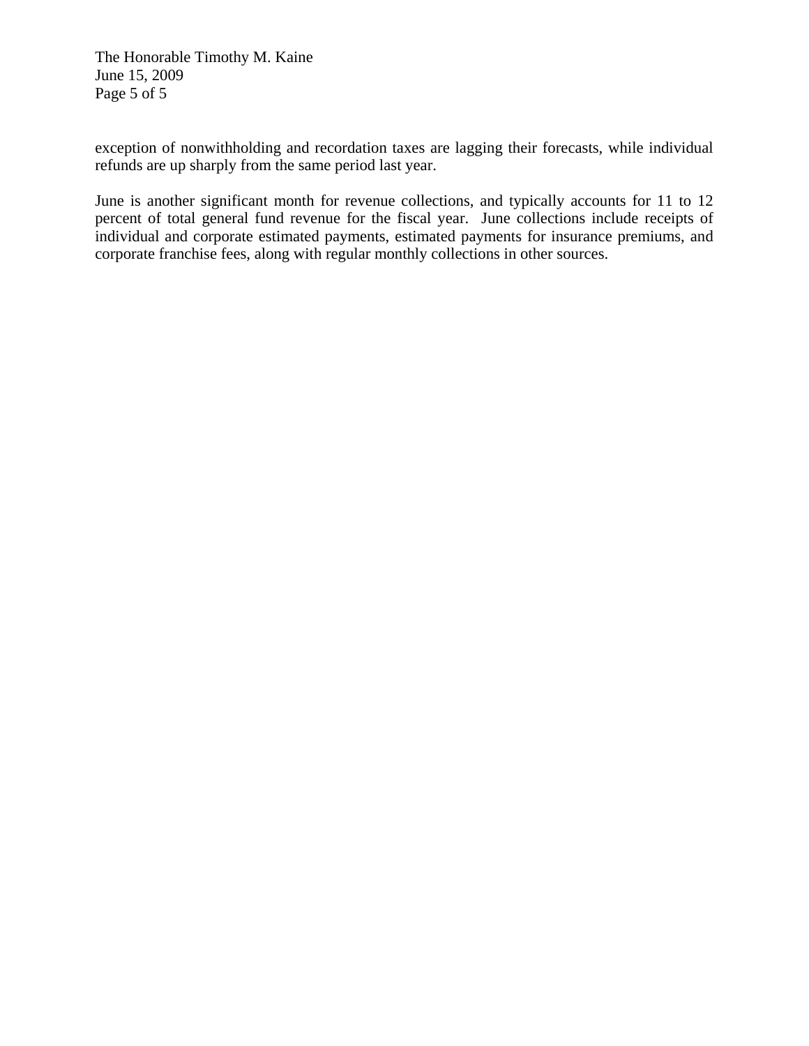exception of nonwithholding and recordation taxes are lagging their forecasts, while individual refunds are up sharply from the same period last year.

June is another significant month for revenue collections, and typically accounts for 11 to 12 percent of total general fund revenue for the fiscal year. June collections include receipts of individual and corporate estimated payments, estimated payments for insurance premiums, and corporate franchise fees, along with regular monthly collections in other sources.